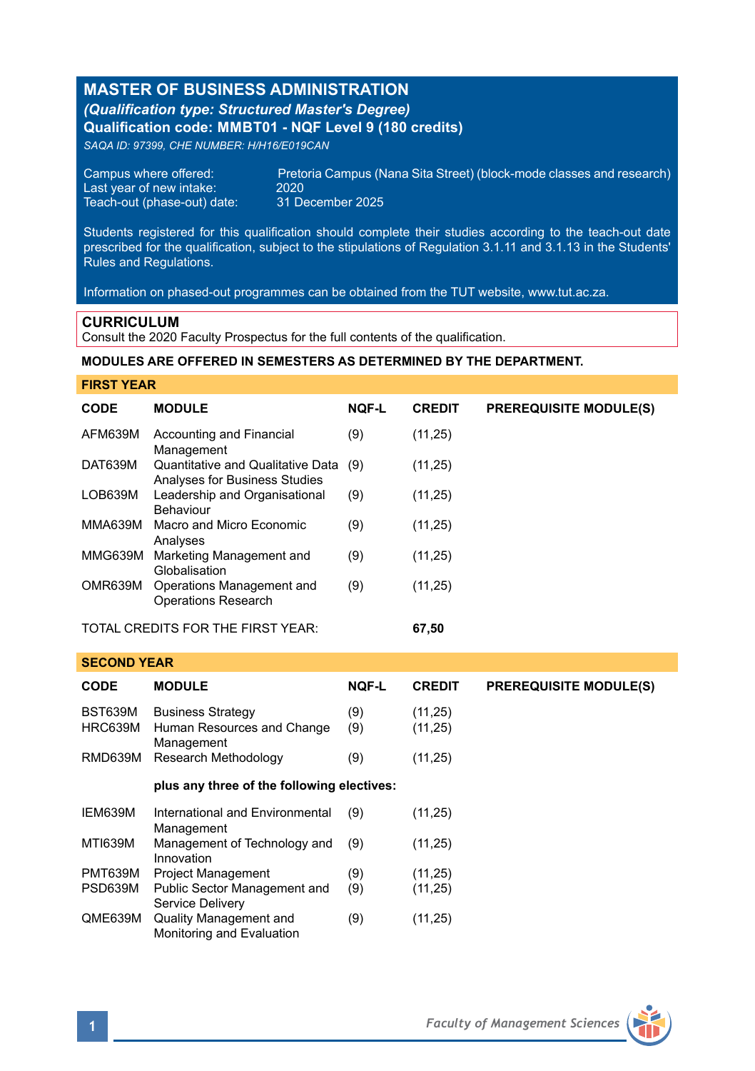# MASTER OF BUSINESS ADMINISTRATION

***(Qualification type: Structured Master's Degree)***

**Qualification code: MMBT01 - NQF Level 9 (180 credits)**

*SAQA ID: 97399, CHE NUMBER: H/H16/E019CAN*

Campus where offered: Pretoria Campus (Nana Sita Street) (block-mode classes and research)
Last year of new intake: 2020
Teach-out (phase-out) date: 31 December 2025

Students registered for this qualification should complete their studies according to the teach-out date prescribed for the qualification, subject to the stipulations of Regulation 3.1.11 and 3.1.13 in the Students' Rules and Regulations.

Information on phased-out programmes can be obtained from the TUT website, www.tut.ac.za.

## CURRICULUM

Consult the 2020 Faculty Prospectus for the full contents of the qualification.

**MODULES ARE OFFERED IN SEMESTERS AS DETERMINED BY THE DEPARTMENT.**

### FIRST YEAR

| CODE | MODULE | NQF-L | CREDIT | PREREQUISITE MODULE(S) |
|---|---|---|---|---|
| AFM639M | Accounting and Financial Management | (9) | (11,25) | |
| DAT639M | Quantitative and Qualitative Data Analyses for Business Studies | (9) | (11,25) | |
| LOB639M | Leadership and Organisational Behaviour | (9) | (11,25) | |
| MMA639M | Macro and Micro Economic Analyses | (9) | (11,25) | |
| MMG639M | Marketing Management and Globalisation | (9) | (11,25) | |
| OMR639M | Operations Management and Operations Research | (9) | (11,25) | |
| TOTAL CREDITS FOR THE FIRST YEAR: | | | **67,50** | |

### SECOND YEAR

| CODE | MODULE | NQF-L | CREDIT | PREREQUISITE MODULE(S) |
|---|---|---|---|---|
| BST639M | Business Strategy | (9) | (11,25) | |
| HRC639M | Human Resources and Change Management | (9) | (11,25) | |
| RMD639M | Research Methodology | (9) | (11,25) | |
| | **plus any three of the following electives:** | | | |
| IEM639M | International and Environmental Management | (9) | (11,25) | |
| MTI639M | Management of Technology and Innovation | (9) | (11,25) | |
| PMT639M | Project Management | (9) | (11,25) | |
| PSD639M | Public Sector Management and Service Delivery | (9) | (11,25) | |
| QME639M | Quality Management and Monitoring and Evaluation | (9) | (11,25) | |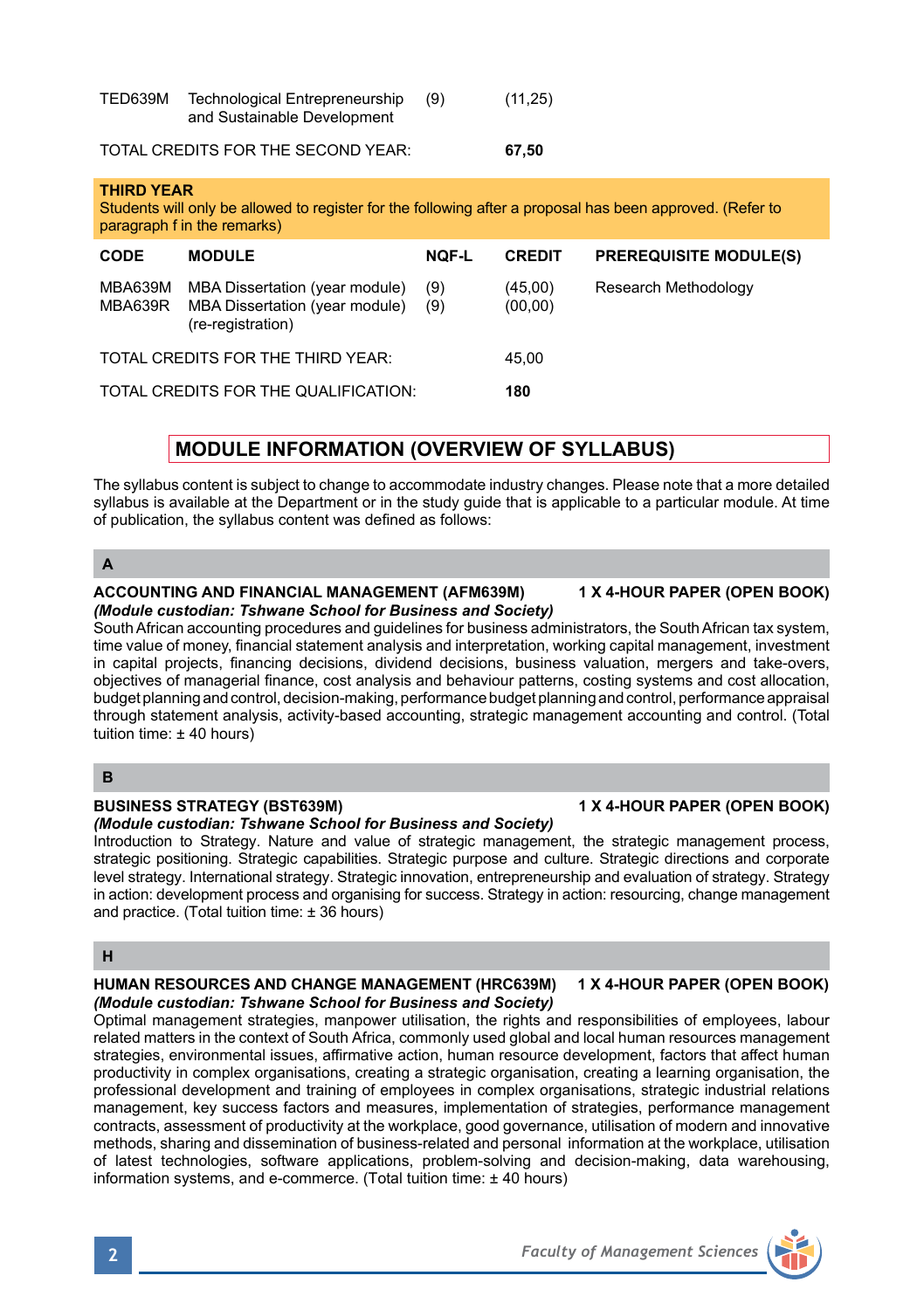| CODE | MODULE | NQF-L | CREDIT | PREREQUISITE MODULE(S) |
|---|---|---|---|---|
| TED639M | Technological Entrepreneurship and Sustainable Development | (9) | (11,25) | |
| TOTAL CREDITS FOR THE SECOND YEAR: | | | **67,50** | |

**THIRD YEAR**
Students will only be allowed to register for the following after a proposal has been approved. (Refer to paragraph f in the remarks)

| CODE | MODULE | NQF-L | CREDIT | PREREQUISITE MODULE(S) |
|---|---|---|---|---|
| MBA639M | MBA Dissertation (year module) | (9) | (45,00) | Research Methodology |
| MBA639R | MBA Dissertation (year module) (re-registration) | (9) | (00,00) | |
| TOTAL CREDITS FOR THE THIRD YEAR: | | | 45,00 | |
| TOTAL CREDITS FOR THE QUALIFICATION: | | | **180** | |

## MODULE INFORMATION (OVERVIEW OF SYLLABUS)

The syllabus content is subject to change to accommodate industry changes. Please note that a more detailed syllabus is available at the Department or in the study guide that is applicable to a particular module. At time of publication, the syllabus content was defined as follows:

### A

**ACCOUNTING AND FINANCIAL MANAGEMENT (AFM639M) 1 X 4-HOUR PAPER (OPEN BOOK)**
***(Module custodian: Tshwane School for Business and Society)***
South African accounting procedures and guidelines for business administrators, the South African tax system, time value of money, financial statement analysis and interpretation, working capital management, investment in capital projects, financing decisions, dividend decisions, business valuation, mergers and take-overs, objectives of managerial finance, cost analysis and behaviour patterns, costing systems and cost allocation, budget planning and control, decision-making, performance budget planning and control, performance appraisal through statement analysis, activity-based accounting, strategic management accounting and control. (Total tuition time: ± 40 hours)

### B

**BUSINESS STRATEGY (BST639M) 1 X 4-HOUR PAPER (OPEN BOOK)**
***(Module custodian: Tshwane School for Business and Society)***
Introduction to Strategy. Nature and value of strategic management, the strategic management process, strategic positioning. Strategic capabilities. Strategic purpose and culture. Strategic directions and corporate level strategy. International strategy. Strategic innovation, entrepreneurship and evaluation of strategy. Strategy in action: development process and organising for success. Strategy in action: resourcing, change management and practice. (Total tuition time: ± 36 hours)

### H

**HUMAN RESOURCES AND CHANGE MANAGEMENT (HRC639M) 1 X 4-HOUR PAPER (OPEN BOOK)**
***(Module custodian: Tshwane School for Business and Society)***
Optimal management strategies, manpower utilisation, the rights and responsibilities of employees, labour related matters in the context of South Africa, commonly used global and local human resources management strategies, environmental issues, affirmative action, human resource development, factors that affect human productivity in complex organisations, creating a strategic organisation, creating a learning organisation, the professional development and training of employees in complex organisations, strategic industrial relations management, key success factors and measures, implementation of strategies, performance management contracts, assessment of productivity at the workplace, good governance, utilisation of modern and innovative methods, sharing and dissemination of business-related and personal information at the workplace, utilisation of latest technologies, software applications, problem-solving and decision-making, data warehousing, information systems, and e-commerce. (Total tuition time: ± 40 hours)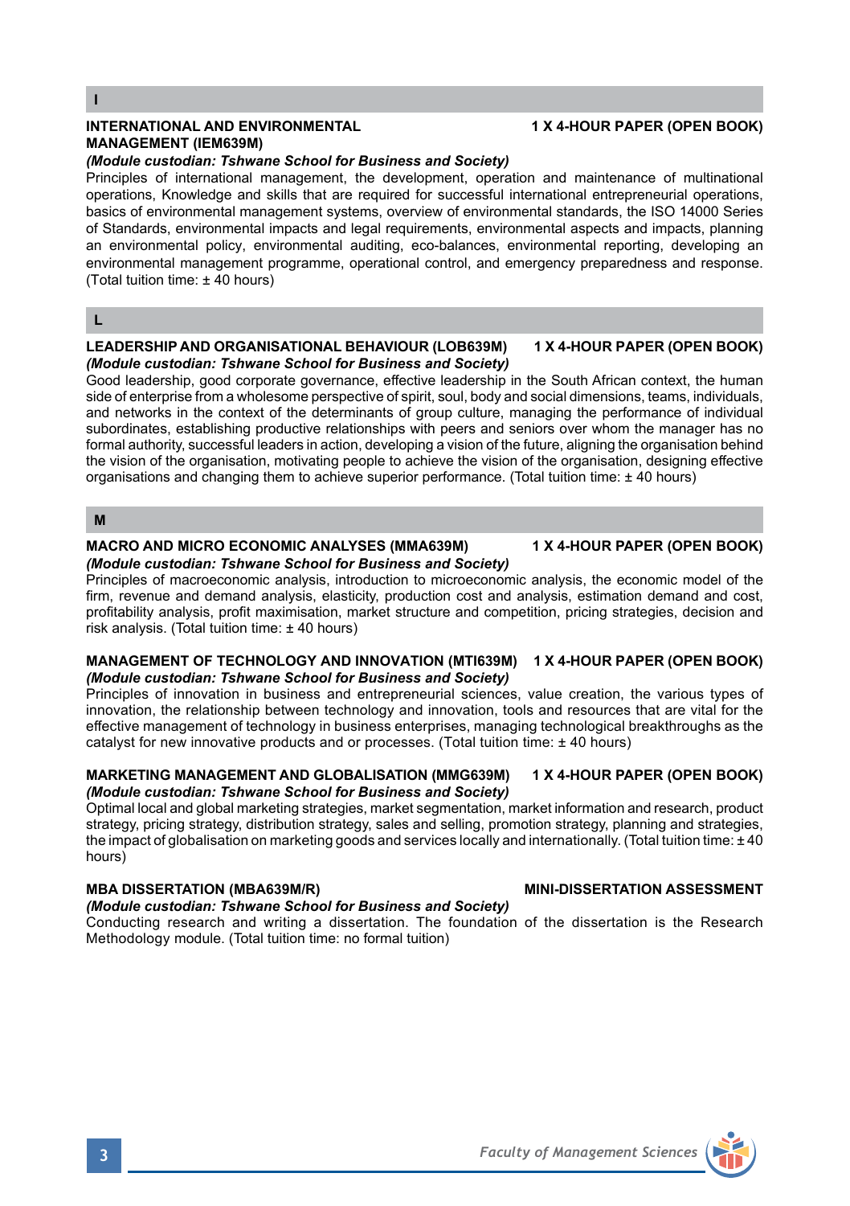## I

**INTERNATIONAL AND ENVIRONMENTAL MANAGEMENT (IEM639M)** **1 X 4-HOUR PAPER (OPEN BOOK)**

***(Module custodian: Tshwane School for Business and Society)***

Principles of international management, the development, operation and maintenance of multinational operations, Knowledge and skills that are required for successful international entrepreneurial operations, basics of environmental management systems, overview of environmental standards, the ISO 14000 Series of Standards, environmental impacts and legal requirements, environmental aspects and impacts, planning an environmental policy, environmental auditing, eco-balances, environmental reporting, developing an environmental management programme, operational control, and emergency preparedness and response. (Total tuition time: ± 40 hours)

## L

**LEADERSHIP AND ORGANISATIONAL BEHAVIOUR (LOB639M)** **1 X 4-HOUR PAPER (OPEN BOOK)**

***(Module custodian: Tshwane School for Business and Society)***

Good leadership, good corporate governance, effective leadership in the South African context, the human side of enterprise from a wholesome perspective of spirit, soul, body and social dimensions, teams, individuals, and networks in the context of the determinants of group culture, managing the performance of individual subordinates, establishing productive relationships with peers and seniors over whom the manager has no formal authority, successful leaders in action, developing a vision of the future, aligning the organisation behind the vision of the organisation, motivating people to achieve the vision of the organisation, designing effective organisations and changing them to achieve superior performance. (Total tuition time: ± 40 hours)

## M

**MACRO AND MICRO ECONOMIC ANALYSES (MMA639M)** **1 X 4-HOUR PAPER (OPEN BOOK)**

***(Module custodian: Tshwane School for Business and Society)***

Principles of macroeconomic analysis, introduction to microeconomic analysis, the economic model of the firm, revenue and demand analysis, elasticity, production cost and analysis, estimation demand and cost, profitability analysis, profit maximisation, market structure and competition, pricing strategies, decision and risk analysis. (Total tuition time: ± 40 hours)

**MANAGEMENT OF TECHNOLOGY AND INNOVATION (MTI639M)** **1 X 4-HOUR PAPER (OPEN BOOK)**

***(Module custodian: Tshwane School for Business and Society)***

Principles of innovation in business and entrepreneurial sciences, value creation, the various types of innovation, the relationship between technology and innovation, tools and resources that are vital for the effective management of technology in business enterprises, managing technological breakthroughs as the catalyst for new innovative products and or processes. (Total tuition time: ± 40 hours)

**MARKETING MANAGEMENT AND GLOBALISATION (MMG639M)** **1 X 4-HOUR PAPER (OPEN BOOK)**

***(Module custodian: Tshwane School for Business and Society)***

Optimal local and global marketing strategies, market segmentation, market information and research, product strategy, pricing strategy, distribution strategy, sales and selling, promotion strategy, planning and strategies, the impact of globalisation on marketing goods and services locally and internationally. (Total tuition time: ± 40 hours)

**MBA DISSERTATION (MBA639M/R)** **MINI-DISSERTATION ASSESSMENT**

***(Module custodian: Tshwane School for Business and Society)***

Conducting research and writing a dissertation. The foundation of the dissertation is the Research Methodology module. (Total tuition time: no formal tuition)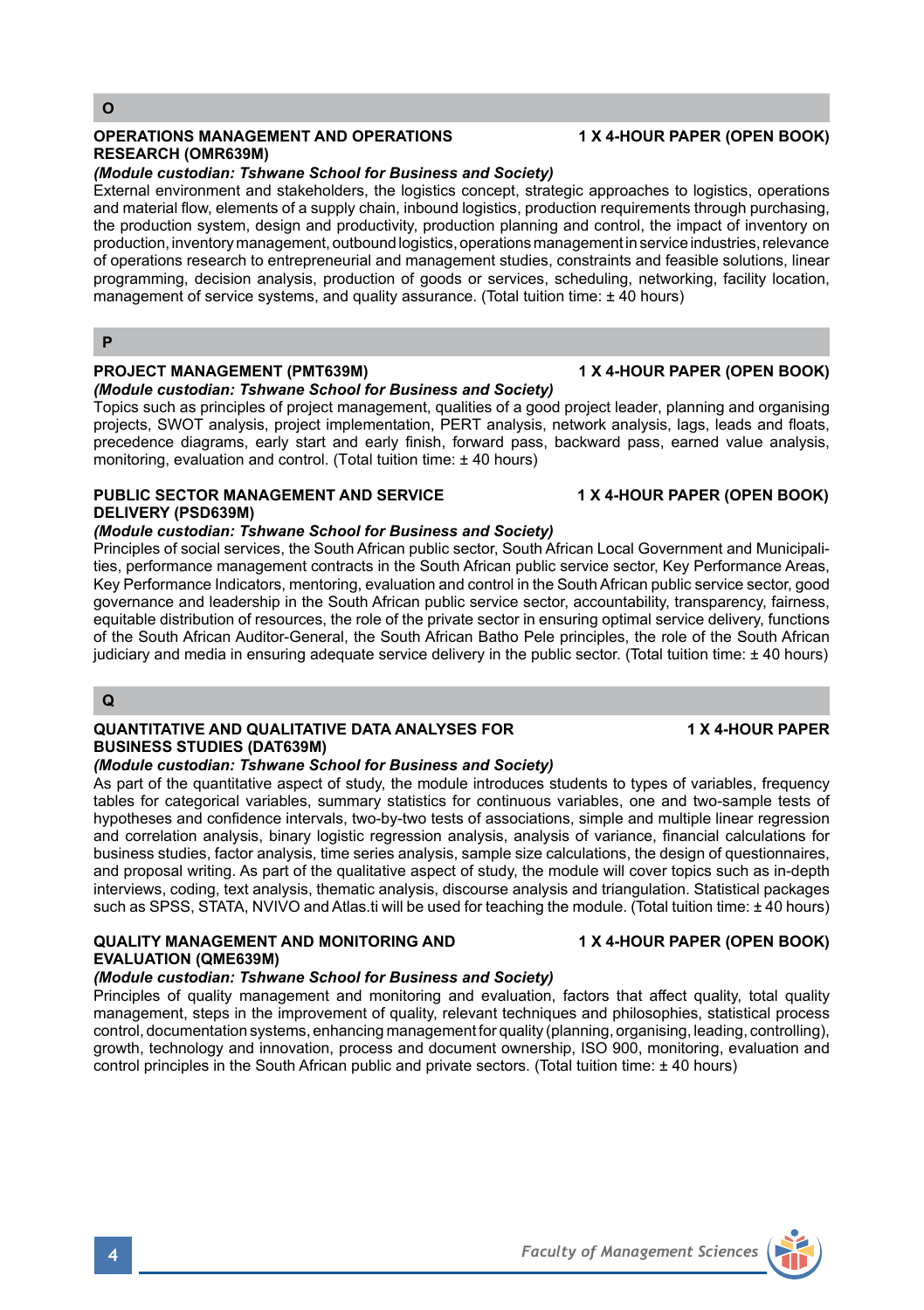## O

### OPERATIONS MANAGEMENT AND OPERATIONS RESEARCH (OMR639M) — 1 X 4-HOUR PAPER (OPEN BOOK)

*(Module custodian: Tshwane School for Business and Society)*

External environment and stakeholders, the logistics concept, strategic approaches to logistics, operations and material flow, elements of a supply chain, inbound logistics, production requirements through purchasing, the production system, design and productivity, production planning and control, the impact of inventory on production, inventory management, outbound logistics, operations management in service industries, relevance of operations research to entrepreneurial and management studies, constraints and feasible solutions, linear programming, decision analysis, production of goods or services, scheduling, networking, facility location, management of service systems, and quality assurance. (Total tuition time: ± 40 hours)

## P

### PROJECT MANAGEMENT (PMT639M) — 1 X 4-HOUR PAPER (OPEN BOOK)

*(Module custodian: Tshwane School for Business and Society)*

Topics such as principles of project management, qualities of a good project leader, planning and organising projects, SWOT analysis, project implementation, PERT analysis, network analysis, lags, leads and floats, precedence diagrams, early start and early finish, forward pass, backward pass, earned value analysis, monitoring, evaluation and control. (Total tuition time: ± 40 hours)

### PUBLIC SECTOR MANAGEMENT AND SERVICE DELIVERY (PSD639M) — 1 X 4-HOUR PAPER (OPEN BOOK)

*(Module custodian: Tshwane School for Business and Society)*

Principles of social services, the South African public sector, South African Local Government and Municipalities, performance management contracts in the South African public service sector, Key Performance Areas, Key Performance Indicators, mentoring, evaluation and control in the South African public service sector, good governance and leadership in the South African public service sector, accountability, transparency, fairness, equitable distribution of resources, the role of the private sector in ensuring optimal service delivery, functions of the South African Auditor-General, the South African Batho Pele principles, the role of the South African judiciary and media in ensuring adequate service delivery in the public sector. (Total tuition time: ± 40 hours)

## Q

### QUANTITATIVE AND QUALITATIVE DATA ANALYSES FOR BUSINESS STUDIES (DAT639M) — 1 X 4-HOUR PAPER

*(Module custodian: Tshwane School for Business and Society)*

As part of the quantitative aspect of study, the module introduces students to types of variables, frequency tables for categorical variables, summary statistics for continuous variables, one and two-sample tests of hypotheses and confidence intervals, two-by-two tests of associations, simple and multiple linear regression and correlation analysis, binary logistic regression analysis, analysis of variance, financial calculations for business studies, factor analysis, time series analysis, sample size calculations, the design of questionnaires, and proposal writing. As part of the qualitative aspect of study, the module will cover topics such as in-depth interviews, coding, text analysis, thematic analysis, discourse analysis and triangulation. Statistical packages such as SPSS, STATA, NVIVO and Atlas.ti will be used for teaching the module. (Total tuition time: ± 40 hours)

### QUALITY MANAGEMENT AND MONITORING AND EVALUATION (QME639M) — 1 X 4-HOUR PAPER (OPEN BOOK)

*(Module custodian: Tshwane School for Business and Society)*

Principles of quality management and monitoring and evaluation, factors that affect quality, total quality management, steps in the improvement of quality, relevant techniques and philosophies, statistical process control, documentation systems, enhancing management for quality (planning, organising, leading, controlling), growth, technology and innovation, process and document ownership, ISO 900, monitoring, evaluation and control principles in the South African public and private sectors. (Total tuition time: ± 40 hours)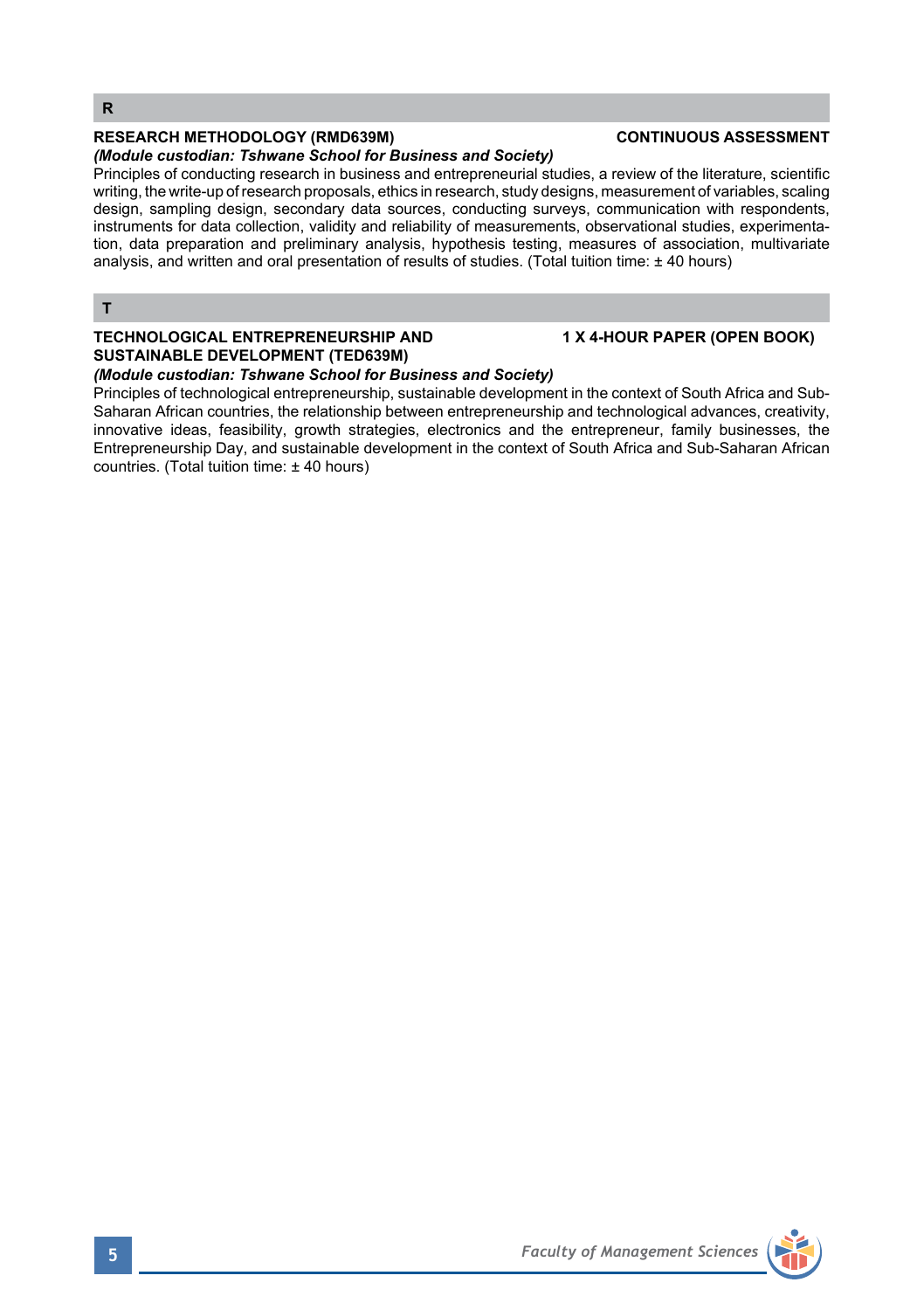## R

**RESEARCH METHODOLOGY (RMD639M)** **CONTINUOUS ASSESSMENT**

***(Module custodian: Tshwane School for Business and Society)***

Principles of conducting research in business and entrepreneurial studies, a review of the literature, scientific writing, the write-up of research proposals, ethics in research, study designs, measurement of variables, scaling design, sampling design, secondary data sources, conducting surveys, communication with respondents, instruments for data collection, validity and reliability of measurements, observational studies, experimentation, data preparation and preliminary analysis, hypothesis testing, measures of association, multivariate analysis, and written and oral presentation of results of studies. (Total tuition time: ± 40 hours)

## T

**TECHNOLOGICAL ENTREPRENEURSHIP AND SUSTAINABLE DEVELOPMENT (TED639M)** **1 X 4-HOUR PAPER (OPEN BOOK)**

***(Module custodian: Tshwane School for Business and Society)***

Principles of technological entrepreneurship, sustainable development in the context of South Africa and Sub-Saharan African countries, the relationship between entrepreneurship and technological advances, creativity, innovative ideas, feasibility, growth strategies, electronics and the entrepreneur, family businesses, the Entrepreneurship Day, and sustainable development in the context of South Africa and Sub-Saharan African countries. (Total tuition time: ± 40 hours)